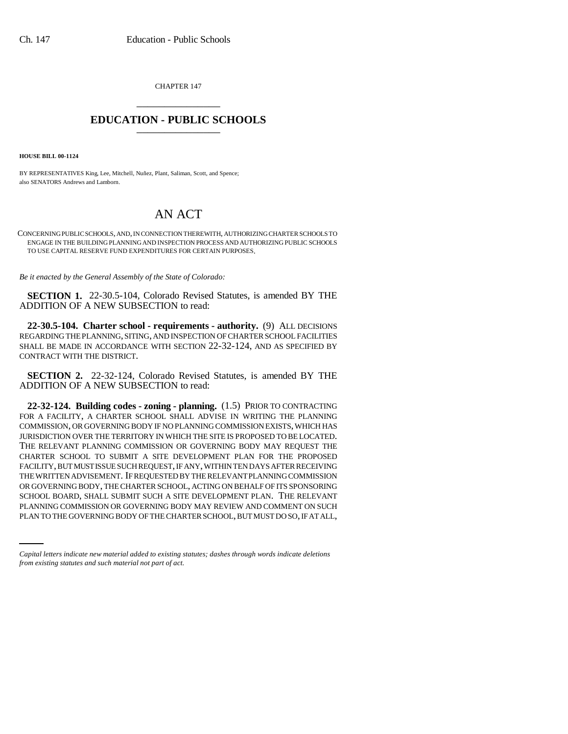CHAPTER 147

# EDUCATION - PUBLIC SCHOOLS

**HOUSE BILL 00-1124**

BY REPRESENTATIVES King, Lee, Mitchell, Nuñez, Plant, Saliman, Scott, and Spence;
also SENATORS Andrews and Lamborn.

# AN ACT

CONCERNING PUBLIC SCHOOLS, AND, IN CONNECTION THEREWITH, AUTHORIZING CHARTER SCHOOLS TO ENGAGE IN THE BUILDING PLANNING AND INSPECTION PROCESS AND AUTHORIZING PUBLIC SCHOOLS TO USE CAPITAL RESERVE FUND EXPENDITURES FOR CERTAIN PURPOSES.

*Be it enacted by the General Assembly of the State of Colorado:*

**SECTION 1.** 22-30.5-104, Colorado Revised Statutes, is amended BY THE ADDITION OF A NEW SUBSECTION to read:

**22-30.5-104. Charter school - requirements - authority.** (9) ALL DECISIONS REGARDING THE PLANNING, SITING, AND INSPECTION OF CHARTER SCHOOL FACILITIES SHALL BE MADE IN ACCORDANCE WITH SECTION 22-32-124, AND AS SPECIFIED BY CONTRACT WITH THE DISTRICT.

**SECTION 2.** 22-32-124, Colorado Revised Statutes, is amended BY THE ADDITION OF A NEW SUBSECTION to read:

**22-32-124. Building codes - zoning - planning.** (1.5) PRIOR TO CONTRACTING FOR A FACILITY, A CHARTER SCHOOL SHALL ADVISE IN WRITING THE PLANNING COMMISSION, OR GOVERNING BODY IF NO PLANNING COMMISSION EXISTS, WHICH HAS JURISDICTION OVER THE TERRITORY IN WHICH THE SITE IS PROPOSED TO BE LOCATED. THE RELEVANT PLANNING COMMISSION OR GOVERNING BODY MAY REQUEST THE CHARTER SCHOOL TO SUBMIT A SITE DEVELOPMENT PLAN FOR THE PROPOSED FACILITY, BUT MUST ISSUE SUCH REQUEST, IF ANY, WITHIN TEN DAYS AFTER RECEIVING THE WRITTEN ADVISEMENT. IF REQUESTED BY THE RELEVANT PLANNING COMMISSION OR GOVERNING BODY, THE CHARTER SCHOOL, ACTING ON BEHALF OF ITS SPONSORING SCHOOL BOARD, SHALL SUBMIT SUCH A SITE DEVELOPMENT PLAN. THE RELEVANT PLANNING COMMISSION OR GOVERNING BODY MAY REVIEW AND COMMENT ON SUCH PLAN TO THE GOVERNING BODY OF THE CHARTER SCHOOL, BUT MUST DO SO, IF AT ALL,

*Capital letters indicate new material added to existing statutes; dashes through words indicate deletions from existing statutes and such material not part of act.*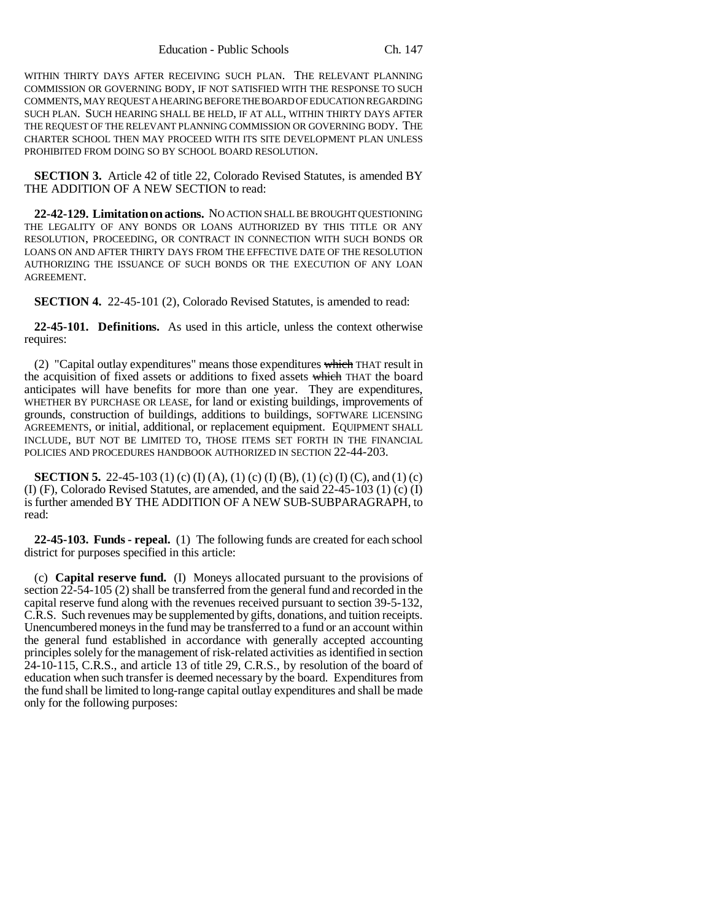WITHIN THIRTY DAYS AFTER RECEIVING SUCH PLAN. THE RELEVANT PLANNING COMMISSION OR GOVERNING BODY, IF NOT SATISFIED WITH THE RESPONSE TO SUCH COMMENTS, MAY REQUEST A HEARING BEFORE THE BOARD OF EDUCATION REGARDING SUCH PLAN. SUCH HEARING SHALL BE HELD, IF AT ALL, WITHIN THIRTY DAYS AFTER THE REQUEST OF THE RELEVANT PLANNING COMMISSION OR GOVERNING BODY. THE CHARTER SCHOOL THEN MAY PROCEED WITH ITS SITE DEVELOPMENT PLAN UNLESS PROHIBITED FROM DOING SO BY SCHOOL BOARD RESOLUTION.

**SECTION 3.** Article 42 of title 22, Colorado Revised Statutes, is amended BY THE ADDITION OF A NEW SECTION to read:

**22-42-129. Limitation on actions.** NO ACTION SHALL BE BROUGHT QUESTIONING THE LEGALITY OF ANY BONDS OR LOANS AUTHORIZED BY THIS TITLE OR ANY RESOLUTION, PROCEEDING, OR CONTRACT IN CONNECTION WITH SUCH BONDS OR LOANS ON AND AFTER THIRTY DAYS FROM THE EFFECTIVE DATE OF THE RESOLUTION AUTHORIZING THE ISSUANCE OF SUCH BONDS OR THE EXECUTION OF ANY LOAN AGREEMENT.

**SECTION 4.** 22-45-101 (2), Colorado Revised Statutes, is amended to read:

**22-45-101. Definitions.** As used in this article, unless the context otherwise requires:

(2) "Capital outlay expenditures" means those expenditures ~~which~~ THAT result in the acquisition of fixed assets or additions to fixed assets ~~which~~ THAT the board anticipates will have benefits for more than one year. They are expenditures, WHETHER BY PURCHASE OR LEASE, for land or existing buildings, improvements of grounds, construction of buildings, additions to buildings, SOFTWARE LICENSING AGREEMENTS, or initial, additional, or replacement equipment. EQUIPMENT SHALL INCLUDE, BUT NOT BE LIMITED TO, THOSE ITEMS SET FORTH IN THE FINANCIAL POLICIES AND PROCEDURES HANDBOOK AUTHORIZED IN SECTION 22-44-203.

**SECTION 5.** 22-45-103 (1) (c) (I) (A), (1) (c) (I) (B), (1) (c) (I) (C), and (1) (c) (I) (F), Colorado Revised Statutes, are amended, and the said 22-45-103 (1) (c) (I) is further amended BY THE ADDITION OF A NEW SUB-SUBPARAGRAPH, to read:

**22-45-103. Funds - repeal.** (1) The following funds are created for each school district for purposes specified in this article:

(c) **Capital reserve fund.** (I) Moneys allocated pursuant to the provisions of section 22-54-105 (2) shall be transferred from the general fund and recorded in the capital reserve fund along with the revenues received pursuant to section 39-5-132, C.R.S. Such revenues may be supplemented by gifts, donations, and tuition receipts. Unencumbered moneys in the fund may be transferred to a fund or an account within the general fund established in accordance with generally accepted accounting principles solely for the management of risk-related activities as identified in section 24-10-115, C.R.S., and article 13 of title 29, C.R.S., by resolution of the board of education when such transfer is deemed necessary by the board. Expenditures from the fund shall be limited to long-range capital outlay expenditures and shall be made only for the following purposes: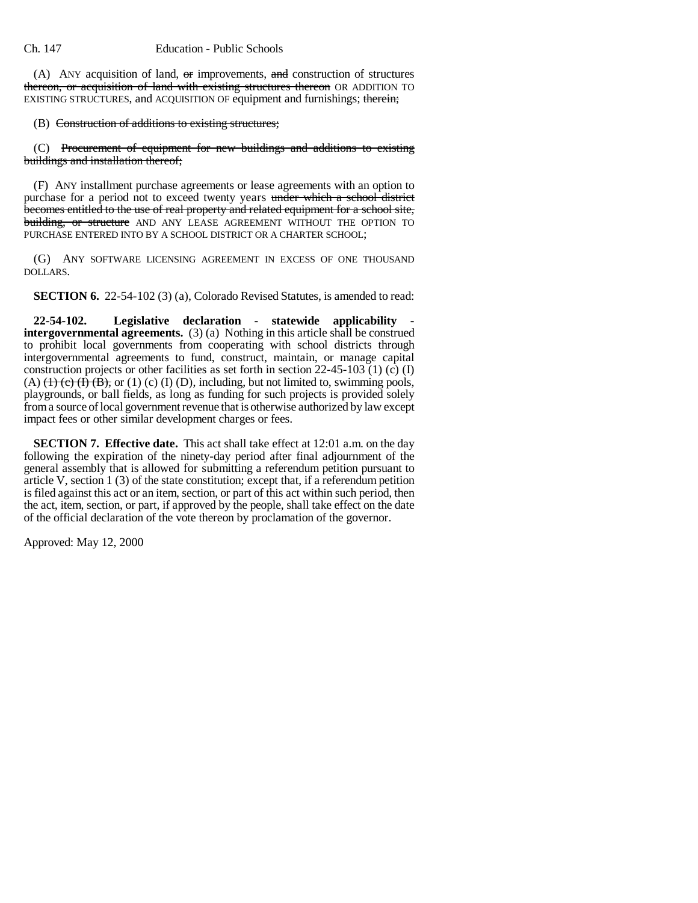(A) ANY acquisition of land, ~~or~~ improvements, ~~and~~ construction of structures ~~thereon, or acquisition of land with existing structures thereon~~ OR ADDITION TO EXISTING STRUCTURES, and ACQUISITION OF equipment and furnishings; ~~therein;~~

(B) ~~Construction of additions to existing structures;~~

(C) ~~Procurement of equipment for new buildings and additions to existing buildings and installation thereof;~~

(F) ANY installment purchase agreements or lease agreements with an option to purchase for a period not to exceed twenty years ~~under which a school district becomes entitled to the use of real property and related equipment for a school site, building, or structure~~ AND ANY LEASE AGREEMENT WITHOUT THE OPTION TO PURCHASE ENTERED INTO BY A SCHOOL DISTRICT OR A CHARTER SCHOOL;

(G) ANY SOFTWARE LICENSING AGREEMENT IN EXCESS OF ONE THOUSAND DOLLARS.

**SECTION 6.** 22-54-102 (3) (a), Colorado Revised Statutes, is amended to read:

**22-54-102. Legislative declaration - statewide applicability - intergovernmental agreements.** (3) (a) Nothing in this article shall be construed to prohibit local governments from cooperating with school districts through intergovernmental agreements to fund, construct, maintain, or manage capital construction projects or other facilities as set forth in section 22-45-103 (1) (c) (I) (A) ~~(1) (c) (I) (B),~~ or (1) (c) (I) (D), including, but not limited to, swimming pools, playgrounds, or ball fields, as long as funding for such projects is provided solely from a source of local government revenue that is otherwise authorized by law except impact fees or other similar development charges or fees.

**SECTION 7. Effective date.** This act shall take effect at 12:01 a.m. on the day following the expiration of the ninety-day period after final adjournment of the general assembly that is allowed for submitting a referendum petition pursuant to article V, section 1 (3) of the state constitution; except that, if a referendum petition is filed against this act or an item, section, or part of this act within such period, then the act, item, section, or part, if approved by the people, shall take effect on the date of the official declaration of the vote thereon by proclamation of the governor.

Approved: May 12, 2000